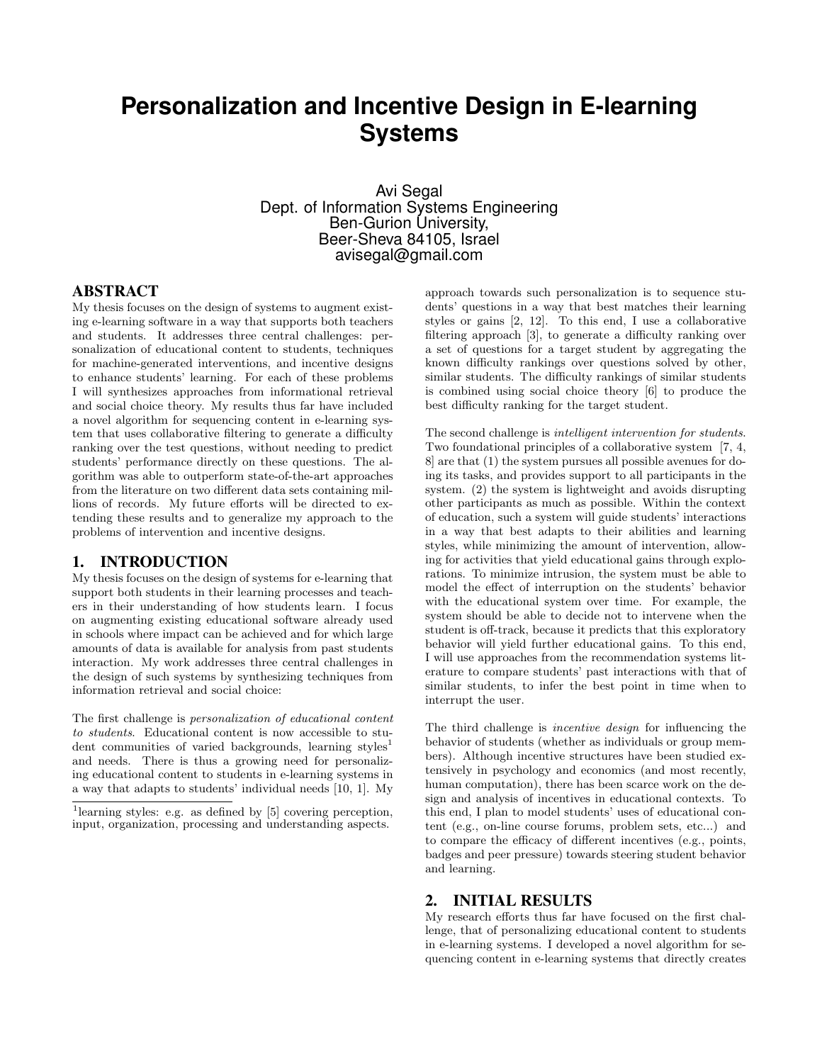# Personalization and Incentive Design in E-learning Systems

Avi Segal
Dept. of Information Systems Engineering
Ben-Gurion University,
Beer-Sheva 84105, Israel
avisegal@gmail.com

## ABSTRACT

My thesis focuses on the design of systems to augment existing e-learning software in a way that supports both teachers and students. It addresses three central challenges: personalization of educational content to students, techniques for machine-generated interventions, and incentive designs to enhance students' learning. For each of these problems I will synthesizes approaches from informational retrieval and social choice theory. My results thus far have included a novel algorithm for sequencing content in e-learning system that uses collaborative filtering to generate a difficulty ranking over the test questions, without needing to predict students' performance directly on these questions. The algorithm was able to outperform state-of-the-art approaches from the literature on two different data sets containing millions of records. My future efforts will be directed to extending these results and to generalize my approach to the problems of intervention and incentive designs.

## 1. INTRODUCTION

My thesis focuses on the design of systems for e-learning that support both students in their learning processes and teachers in their understanding of how students learn. I focus on augmenting existing educational software already used in schools where impact can be achieved and for which large amounts of data is available for analysis from past students interaction. My work addresses three central challenges in the design of such systems by synthesizing techniques from information retrieval and social choice:

The first challenge is *personalization of educational content to students*. Educational content is now accessible to student communities of varied backgrounds, learning styles[1] and needs. There is thus a growing need for personalizing educational content to students in e-learning systems in a way that adapts to students' individual needs [10, 1]. My approach towards such personalization is to sequence students' questions in a way that best matches their learning styles or gains [2, 12]. To this end, I use a collaborative filtering approach [3], to generate a difficulty ranking over a set of questions for a target student by aggregating the known difficulty rankings over questions solved by other, similar students. The difficulty rankings of similar students is combined using social choice theory [6] to produce the best difficulty ranking for the target student.

[1] learning styles: e.g. as defined by [5] covering perception, input, organization, processing and understanding aspects.

The second challenge is *intelligent intervention for students*. Two foundational principles of a collaborative system [7, 4, 8] are that (1) the system pursues all possible avenues for doing its tasks, and provides support to all participants in the system. (2) the system is lightweight and avoids disrupting other participants as much as possible. Within the context of education, such a system will guide students' interactions in a way that best adapts to their abilities and learning styles, while minimizing the amount of intervention, allowing for activities that yield educational gains through explorations. To minimize intrusion, the system must be able to model the effect of interruption on the students' behavior with the educational system over time. For example, the system should be able to decide not to intervene when the student is off-track, because it predicts that this exploratory behavior will yield further educational gains. To this end, I will use approaches from the recommendation systems literature to compare students' past interactions with that of similar students, to infer the best point in time when to interrupt the user.

The third challenge is *incentive design* for influencing the behavior of students (whether as individuals or group members). Although incentive structures have been studied extensively in psychology and economics (and most recently, human computation), there has been scarce work on the design and analysis of incentives in educational contexts. To this end, I plan to model students' uses of educational content (e.g., on-line course forums, problem sets, etc...) and to compare the efficacy of different incentives (e.g., points, badges and peer pressure) towards steering student behavior and learning.

## 2. INITIAL RESULTS

My research efforts thus far have focused on the first challenge, that of personalizing educational content to students in e-learning systems. I developed a novel algorithm for sequencing content in e-learning systems that directly creates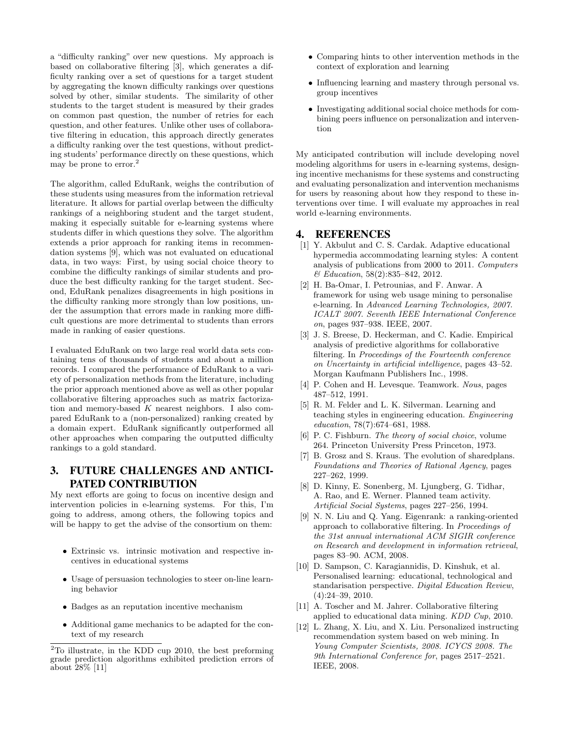a "difficulty ranking" over new questions. My approach is based on collaborative filtering [3], which generates a difficulty ranking over a set of questions for a target student by aggregating the known difficulty rankings over questions solved by other, similar students. The similarity of other students to the target student is measured by their grades on common past question, the number of retries for each question, and other features. Unlike other uses of collaborative filtering in education, this approach directly generates a difficulty ranking over the test questions, without predicting students' performance directly on these questions, which may be prone to error.[2]

The algorithm, called EduRank, weighs the contribution of these students using measures from the information retrieval literature. It allows for partial overlap between the difficulty rankings of a neighboring student and the target student, making it especially suitable for e-learning systems where students differ in which questions they solve. The algorithm extends a prior approach for ranking items in recommendation systems [9], which was not evaluated on educational data, in two ways: First, by using social choice theory to combine the difficulty rankings of similar students and produce the best difficulty ranking for the target student. Second, EduRank penalizes disagreements in high positions in the difficulty ranking more strongly than low positions, under the assumption that errors made in ranking more difficult questions are more detrimental to students than errors made in ranking of easier questions.

I evaluated EduRank on two large real world data sets containing tens of thousands of students and about a million records. I compared the performance of EduRank to a variety of personalization methods from the literature, including the prior approach mentioned above as well as other popular collaborative filtering approaches such as matrix factorization and memory-based $K$ nearest neighbors. I also compared EduRank to a (non-personalized) ranking created by a domain expert. EduRank significantly outperformed all other approaches when comparing the outputted difficulty rankings to a gold standard.

[2]To illustrate, in the KDD cup 2010, the best preforming grade prediction algorithms exhibited prediction errors of about 28% [11]

## 3. FUTURE CHALLENGES AND ANTICIPATED CONTRIBUTION

My next efforts are going to focus on incentive design and intervention policies in e-learning systems. For this, I'm going to address, among others, the following topics and will be happy to get the advise of the consortium on them:

- Extrinsic vs. intrinsic motivation and respective incentives in educational systems
- Usage of persuasion technologies to steer on-line learning behavior
- Badges as an reputation incentive mechanism
- Additional game mechanics to be adapted for the context of my research
- Comparing hints to other intervention methods in the context of exploration and learning
- Influencing learning and mastery through personal vs. group incentives
- Investigating additional social choice methods for combining peers influence on personalization and intervention

My anticipated contribution will include developing novel modeling algorithms for users in e-learning systems, designing incentive mechanisms for these systems and constructing and evaluating personalization and intervention mechanisms for users by reasoning about how they respond to these interventions over time. I will evaluate my approaches in real world e-learning environments.

## 4. REFERENCES

[1] Y. Akbulut and C. S. Cardak. Adaptive educational hypermedia accommodating learning styles: A content analysis of publications from 2000 to 2011. *Computers & Education*, 58(2):835–842, 2012.

[2] H. Ba-Omar, I. Petrounias, and F. Anwar. A framework for using web usage mining to personalise e-learning. In *Advanced Learning Technologies, 2007. ICALT 2007. Seventh IEEE International Conference on*, pages 937–938. IEEE, 2007.

[3] J. S. Breese, D. Heckerman, and C. Kadie. Empirical analysis of predictive algorithms for collaborative filtering. In *Proceedings of the Fourteenth conference on Uncertainty in artificial intelligence*, pages 43–52. Morgan Kaufmann Publishers Inc., 1998.

[4] P. Cohen and H. Levesque. Teamwork. *Nous*, pages 487–512, 1991.

[5] R. M. Felder and L. K. Silverman. Learning and teaching styles in engineering education. *Engineering education*, 78(7):674–681, 1988.

[6] P. C. Fishburn. *The theory of social choice*, volume 264. Princeton University Press Princeton, 1973.

[7] B. Grosz and S. Kraus. The evolution of sharedplans. *Foundations and Theories of Rational Agency*, pages 227–262, 1999.

[8] D. Kinny, E. Sonenberg, M. Ljungberg, G. Tidhar, A. Rao, and E. Werner. Planned team activity. *Artificial Social Systems*, pages 227–256, 1994.

[9] N. N. Liu and Q. Yang. Eigenrank: a ranking-oriented approach to collaborative filtering. In *Proceedings of the 31st annual international ACM SIGIR conference on Research and development in information retrieval*, pages 83–90. ACM, 2008.

[10] D. Sampson, C. Karagiannidis, D. Kinshuk, et al. Personalised learning: educational, technological and standarisation perspective. *Digital Education Review*, (4):24–39, 2010.

[11] A. Toscher and M. Jahrer. Collaborative filtering applied to educational data mining. *KDD Cup*, 2010.

[12] L. Zhang, X. Liu, and X. Liu. Personalized instructing recommendation system based on web mining. In *Young Computer Scientists, 2008. ICYCS 2008. The 9th International Conference for*, pages 2517–2521. IEEE, 2008.